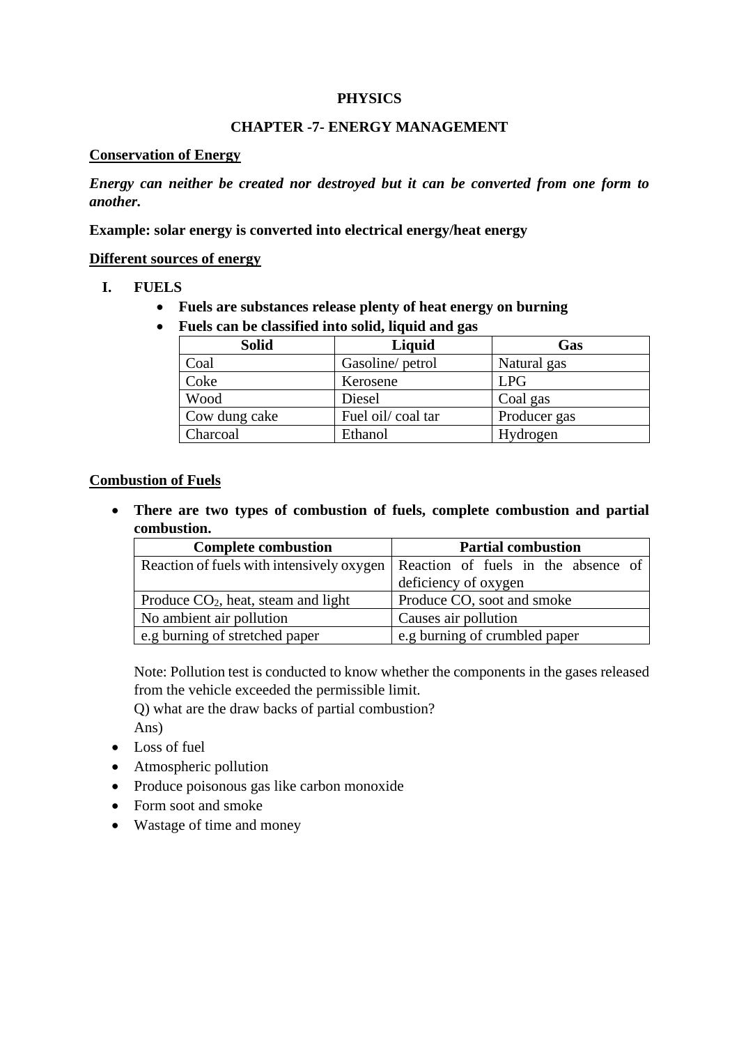# PHYSICS

## CHAPTER -7- ENERGY MANAGEMENT

**Conservation of Energy**

***Energy can neither be created nor destroyed but it can be converted from one form to another.***

**Example: solar energy is converted into electrical energy/heat energy**

**Different sources of energy**

**I. FUELS**

- **Fuels are substances release plenty of heat energy on burning**
- **Fuels can be classified into solid, liquid and gas**

| Solid | Liquid | Gas |
|---|---|---|
| Coal | Gasoline/ petrol | Natural gas |
| Coke | Kerosene | LPG |
| Wood | Diesel | Coal gas |
| Cow dung cake | Fuel oil/ coal tar | Producer gas |
| Charcoal | Ethanol | Hydrogen |

**Combustion of Fuels**

- **There are two types of combustion of fuels, complete combustion and partial combustion.**

| Complete combustion | Partial combustion |
|---|---|
| Reaction of fuels with intensively oxygen | Reaction of fuels in the absence of deficiency of oxygen |
| Produce $CO_2$, heat, steam and light | Produce CO, soot and smoke |
| No ambient air pollution | Causes air pollution |
| e.g burning of stretched paper | e.g burning of crumbled paper |

Note: Pollution test is conducted to know whether the components in the gases released from the vehicle exceeded the permissible limit.

Q) what are the draw backs of partial combustion?

Ans)

- Loss of fuel
- Atmospheric pollution
- Produce poisonous gas like carbon monoxide
- Form soot and smoke
- Wastage of time and money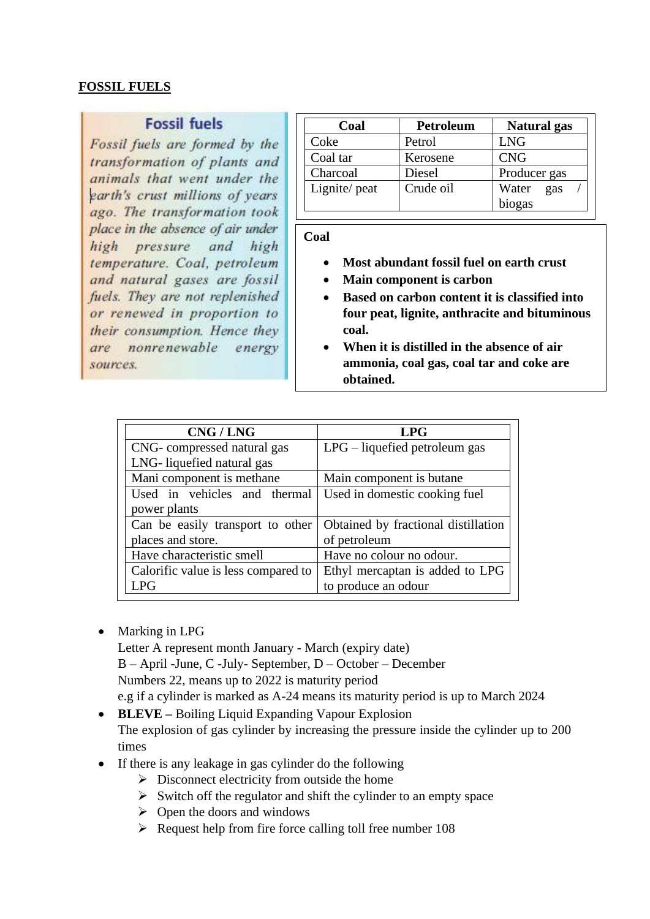**FOSSIL FUELS**

**Fossil fuels**

*Fossil fuels are formed by the transformation of plants and animals that went under the earth's crust millions of years ago. The transformation took place in the absence of air under high pressure and high temperature. Coal, petroleum and natural gases are fossil fuels. They are not replenished or renewed in proportion to their consumption. Hence they are nonrenewable energy sources.*

| Coal | Petroleum | Natural gas |
|---|---|---|
| Coke | Petrol | LNG |
| Coal tar | Kerosene | CNG |
| Charcoal | Diesel | Producer gas |
| Lignite/ peat | Crude oil | Water gas / biogas |

**Coal**

- **Most abundant fossil fuel on earth crust**
- **Main component is carbon**
- **Based on carbon content it is classified into four peat, lignite, anthracite and bituminous coal.**
- **When it is distilled in the absence of air ammonia, coal gas, coal tar and coke are obtained.**

| CNG / LNG | LPG |
|---|---|
| CNG- compressed natural gas<br>LNG- liquefied natural gas | LPG – liquefied petroleum gas |
| Mani component is methane | Main component is butane |
| Used in vehicles and thermal power plants | Used in domestic cooking fuel |
| Can be easily transport to other places and store. | Obtained by fractional distillation of petroleum |
| Have characteristic smell | Have no colour no odour. |
| Calorific value is less compared to LPG | Ethyl mercaptan is added to LPG to produce an odour |

- Marking in LPG
  Letter A represent month January - March (expiry date)
  B – April -June, C -July- September, D – October – December
  Numbers 22, means up to 2022 is maturity period
  e.g if a cylinder is marked as A-24 means its maturity period is up to March 2024
- **BLEVE –** Boiling Liquid Expanding Vapour Explosion
  The explosion of gas cylinder by increasing the pressure inside the cylinder up to 200 times
- If there is any leakage in gas cylinder do the following
  - Disconnect electricity from outside the home
  - Switch off the regulator and shift the cylinder to an empty space
  - Open the doors and windows
  - Request help from fire force calling toll free number 108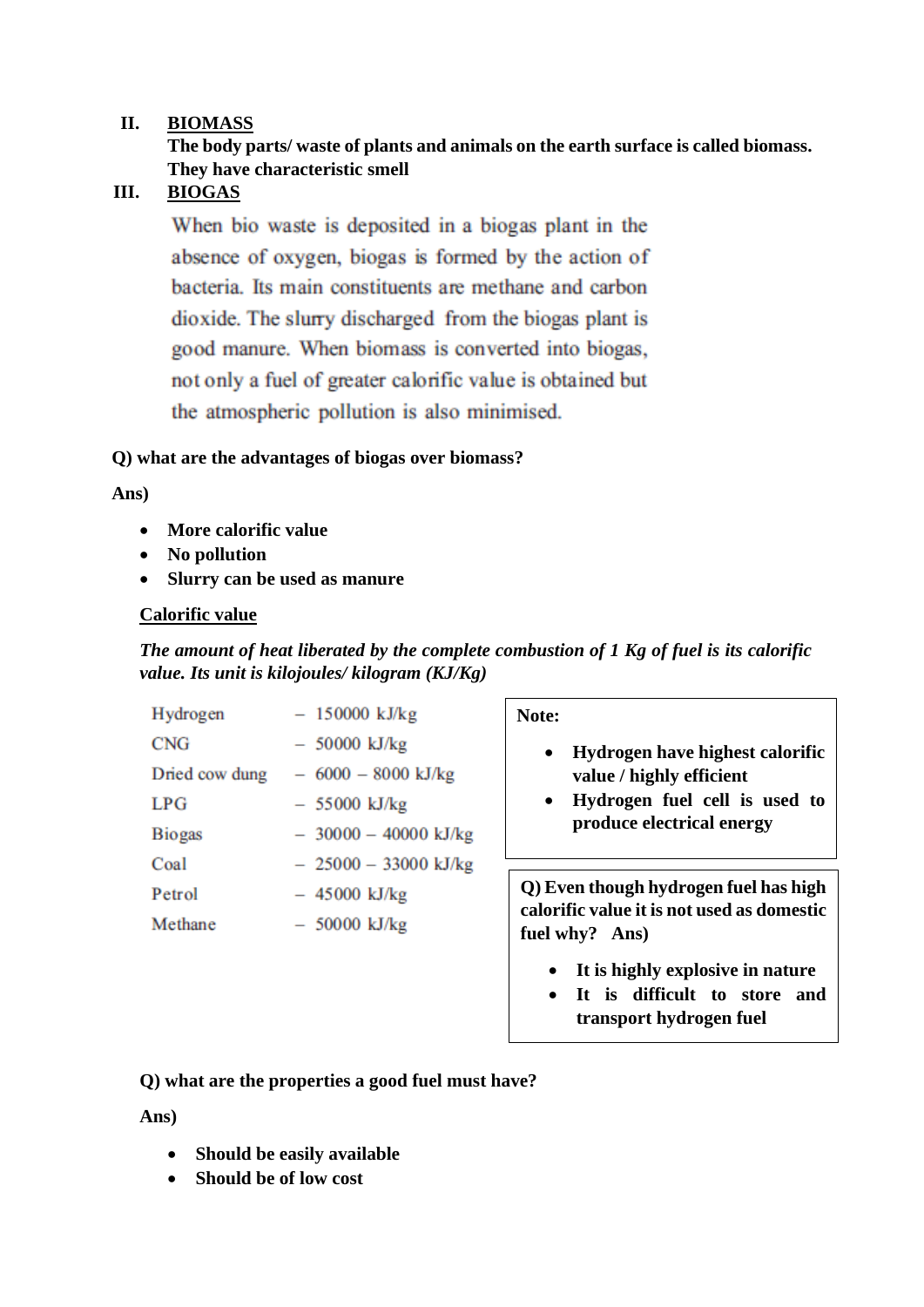## II. BIOMASS

**The body parts/ waste of plants and animals on the earth surface is called biomass. They have characteristic smell**

## III. BIOGAS

When bio waste is deposited in a biogas plant in the absence of oxygen, biogas is formed by the action of bacteria. Its main constituents are methane and carbon dioxide. The slurry discharged from the biogas plant is good manure. When biomass is converted into biogas, not only a fuel of greater calorific value is obtained but the atmospheric pollution is also minimised.

**Q) what are the advantages of biogas over biomass?**

**Ans)**

- **More calorific value**
- **No pollution**
- **Slurry can be used as manure**

**Calorific value**

***The amount of heat liberated by the complete combustion of 1 Kg of fuel is its calorific value. Its unit is kilojoules/ kilogram (KJ/Kg)***

| Fuel | Calorific value |
|---|---|
| Hydrogen | – 150000 kJ/kg |
| CNG | – 50000 kJ/kg |
| Dried cow dung | – 6000 – 8000 kJ/kg |
| LPG | – 55000 kJ/kg |
| Biogas | – 30000 – 40000 kJ/kg |
| Coal | – 25000 – 33000 kJ/kg |
| Petrol | – 45000 kJ/kg |
| Methane | – 50000 kJ/kg |

**Note:**

- **Hydrogen have highest calorific value / highly efficient**
- **Hydrogen fuel cell is used to produce electrical energy**

**Q) Even though hydrogen fuel has high calorific value it is not used as domestic fuel why? Ans)**

- **It is highly explosive in nature**
- **It is difficult to store and transport hydrogen fuel**

**Q) what are the properties a good fuel must have?**

**Ans)**

- **Should be easily available**
- **Should be of low cost**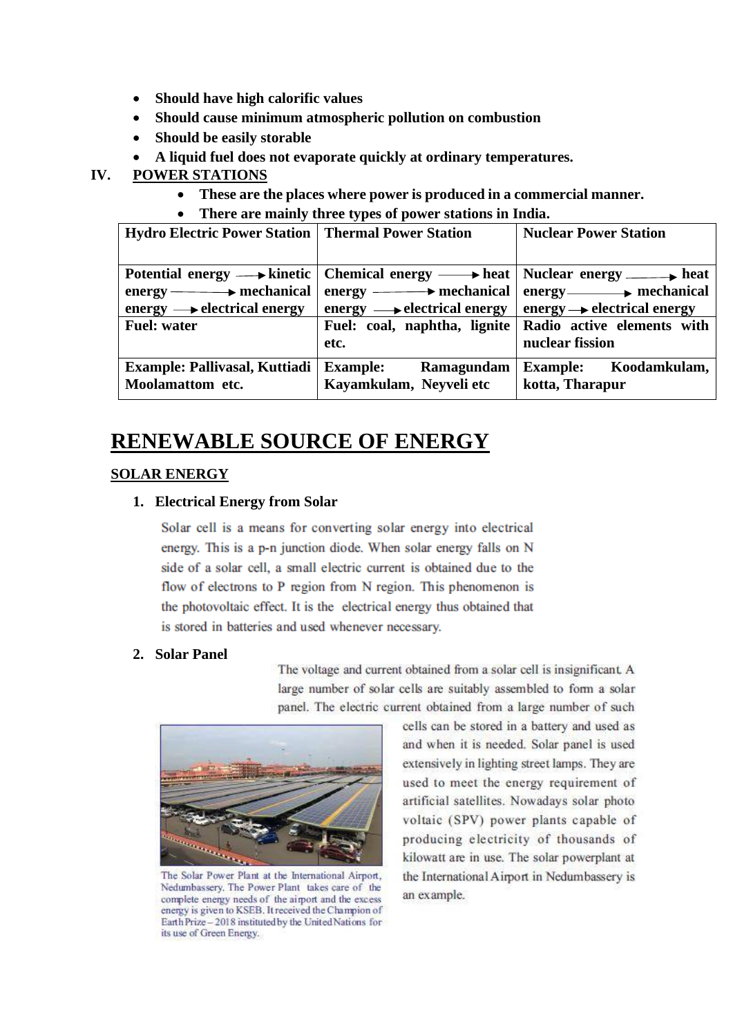- **Should have high calorific values**
- **Should cause minimum atmospheric pollution on combustion**
- **Should be easily storable**
- **A liquid fuel does not evaporate quickly at ordinary temperatures.**

**IV. POWER STATIONS**

- **These are the places where power is produced in a commercial manner.**
- **There are mainly three types of power stations in India.**

| Hydro Electric Power Station | Thermal Power Station | Nuclear Power Station |
|---|---|---|
| Potential energy → kinetic energy → mechanical energy → electrical energy | Chemical energy → heat energy → mechanical energy → electrical energy | Nuclear energy → heat energy → mechanical energy → electrical energy |
| Fuel: water | Fuel: coal, naphtha, lignite etc. | Radio active elements with nuclear fission |
| Example: Pallivasal, Kuttiadi Moolamattom etc. | Example: Ramagundam Kayamkulam, Neyveli etc | Example: Koodamkulam, kotta, Tharapur |

# RENEWABLE SOURCE OF ENERGY

## SOLAR ENERGY

1. **Electrical Energy from Solar**

Solar cell is a means for converting solar energy into electrical energy. This is a p-n junction diode. When solar energy falls on N side of a solar cell, a small electric current is obtained due to the flow of electrons to P region from N region. This phenomenon is the photovoltaic effect. It is the electrical energy thus obtained that is stored in batteries and used whenever necessary.

2. **Solar Panel**

The voltage and current obtained from a solar cell is insignificant. A large number of solar cells are suitably assembled to form a solar panel. The electric current obtained from a large number of such cells can be stored in a battery and used as and when it is needed. Solar panel is used extensively in lighting street lamps. They are used to meet the energy requirement of artificial satellites. Nowadays solar photo voltaic (SPV) power plants capable of producing electricity of thousands of kilowatt are in use. The solar powerplant at the International Airport in Nedumbassery is an example.

The Solar Power Plant at the International Airport, Nedumbassery. The Power Plant takes care of the complete energy needs of the airport and the excess energy is given to KSEB. It received the Champion of Earth Prize – 2018 instituted by the United Nations for its use of Green Energy.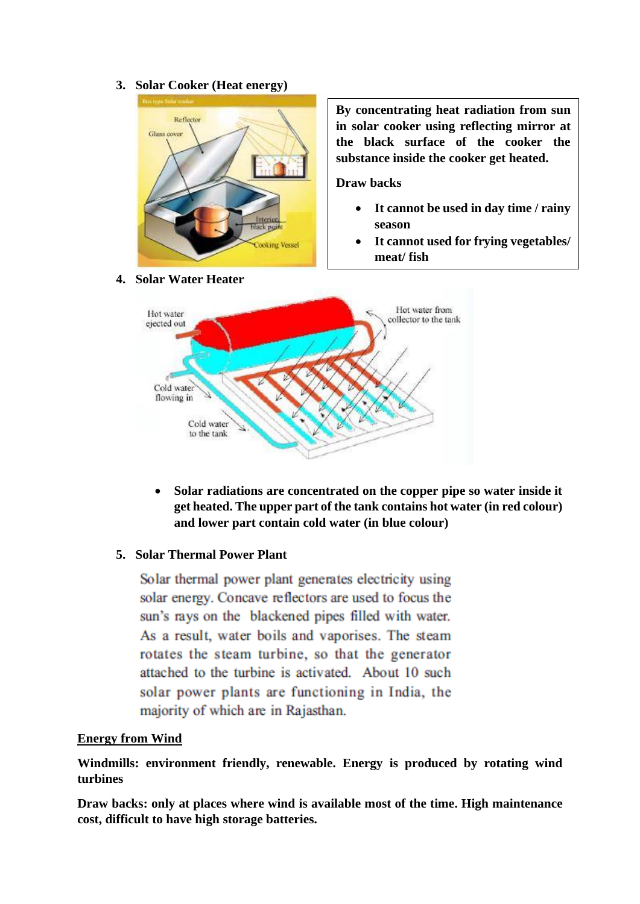3. **Solar Cooker (Heat energy)**

**By concentrating heat radiation from sun in solar cooker using reflecting mirror at the black surface of the cooker the substance inside the cooker get heated.**

**Draw backs**

- **It cannot be used in day time / rainy season**
- **It cannot used for frying vegetables/ meat/ fish**

4. **Solar Water Heater**

- **Solar radiations are concentrated on the copper pipe so water inside it get heated. The upper part of the tank contains hot water (in red colour) and lower part contain cold water (in blue colour)**

5. **Solar Thermal Power Plant**

Solar thermal power plant generates electricity using solar energy. Concave reflectors are used to focus the sun's rays on the blackened pipes filled with water. As a result, water boils and vaporises. The steam rotates the steam turbine, so that the generator attached to the turbine is activated. About 10 such solar power plants are functioning in India, the majority of which are in Rajasthan.

**<u>Energy from Wind</u>**

**Windmills: environment friendly, renewable. Energy is produced by rotating wind turbines**

**Draw backs: only at places where wind is available most of the time. High maintenance cost, difficult to have high storage batteries.**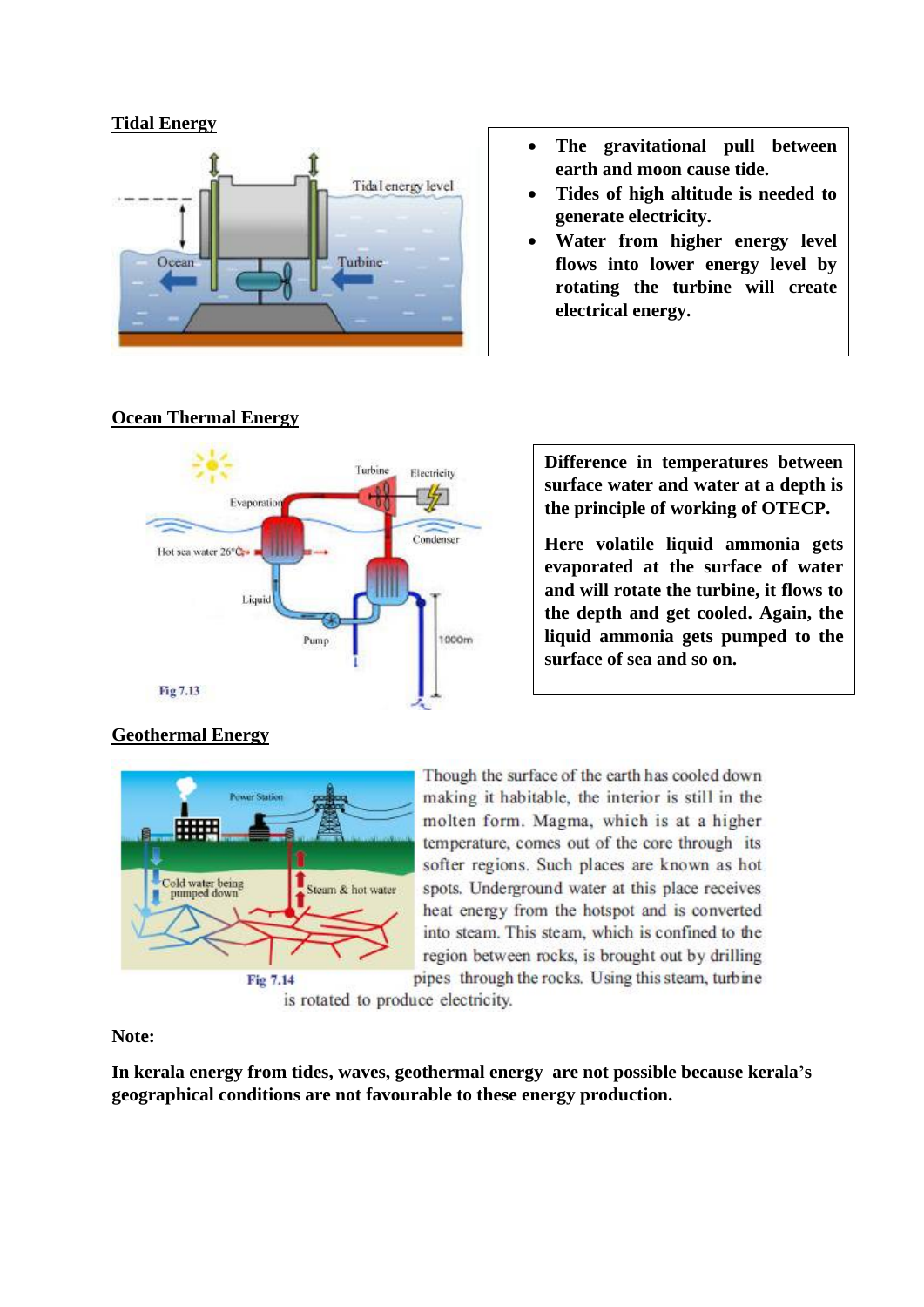## Tidal Energy

- **The gravitational pull between earth and moon cause tide.**
- **Tides of high altitude is needed to generate electricity.**
- **Water from higher energy level flows into lower energy level by rotating the turbine will create electrical energy.**

## Ocean Thermal Energy

Fig 7.13

**Difference in temperatures between surface water and water at a depth is the principle of working of OTECP.**

**Here volatile liquid ammonia gets evaporated at the surface of water and will rotate the turbine, it flows to the depth and get cooled. Again, the liquid ammonia gets pumped to the surface of sea and so on.**

## Geothermal Energy

Fig 7.14

Though the surface of the earth has cooled down making it habitable, the interior is still in the molten form. Magma, which is at a higher temperature, comes out of the core through its softer regions. Such places are known as hot spots. Underground water at this place receives heat energy from the hotspot and is converted into steam. This steam, which is confined to the region between rocks, is brought out by drilling pipes through the rocks. Using this steam, turbine is rotated to produce electricity.

**Note:**

**In kerala energy from tides, waves, geothermal energy are not possible because kerala's geographical conditions are not favourable to these energy production.**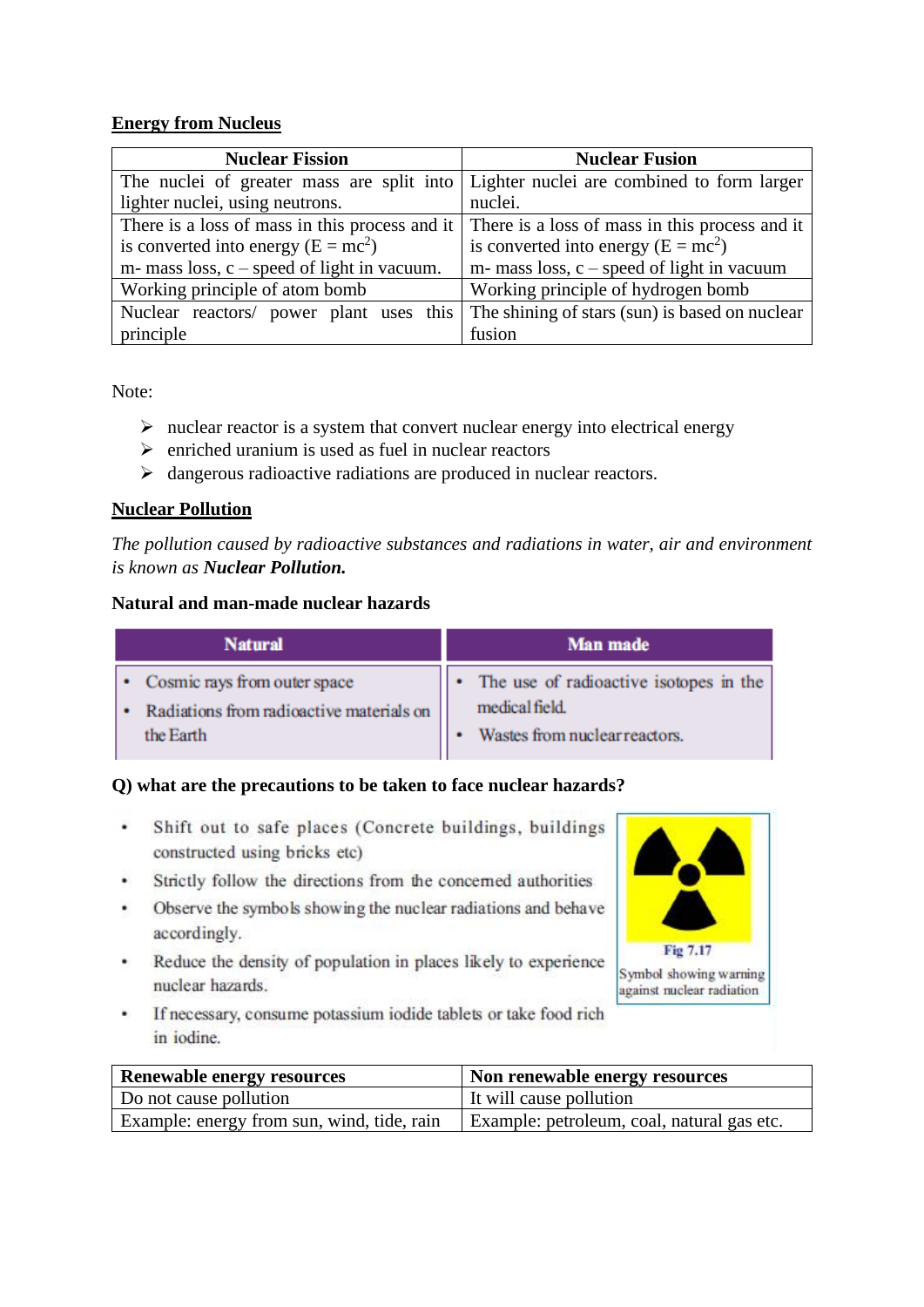**Energy from Nucleus**

| Nuclear Fission | Nuclear Fusion |
|---|---|
| The nuclei of greater mass are split into lighter nuclei, using neutrons. | Lighter nuclei are combined to form larger nuclei. |
| There is a loss of mass in this process and it is converted into energy ($E = mc^2$) m- mass loss, c – speed of light in vacuum. | There is a loss of mass in this process and it is converted into energy ($E = mc^2$) m- mass loss, c – speed of light in vacuum |
| Working principle of atom bomb | Working principle of hydrogen bomb |
| Nuclear reactors/ power plant uses this principle | The shining of stars (sun) is based on nuclear fusion |

Note:

- nuclear reactor is a system that convert nuclear energy into electrical energy
- enriched uranium is used as fuel in nuclear reactors
- dangerous radioactive radiations are produced in nuclear reactors.

**Nuclear Pollution**

*The pollution caused by radioactive substances and radiations in water, air and environment is known as **Nuclear Pollution.***

**Natural and man-made nuclear hazards**

| Natural | Man made |
|---|---|
| • Cosmic rays from outer space<br>• Radiations from radioactive materials on the Earth | • The use of radioactive isotopes in the medical field.<br>• Wastes from nuclear reactors. |

**Q) what are the precautions to be taken to face nuclear hazards?**

- Shift out to safe places (Concrete buildings, buildings constructed using bricks etc)
- Strictly follow the directions from the concerned authorities
- Observe the symbols showing the nuclear radiations and behave accordingly.
- Reduce the density of population in places likely to experience nuclear hazards.
- If necessary, consume potassium iodide tablets or take food rich in iodine.

Fig 7.17
Symbol showing warning against nuclear radiation

| Renewable energy resources | Non renewable energy resources |
|---|---|
| Do not cause pollution | It will cause pollution |
| Example: energy from sun, wind, tide, rain | Example: petroleum, coal, natural gas etc. |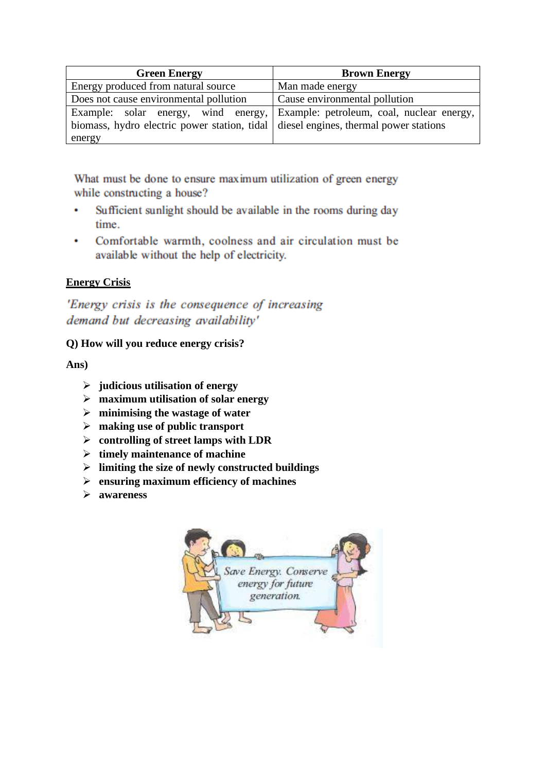| Green Energy | Brown Energy |
| --- | --- |
| Energy produced from natural source | Man made energy |
| Does not cause environmental pollution | Cause environmental pollution |
| Example: solar energy, wind energy, biomass, hydro electric power station, tidal energy | Example: petroleum, coal, nuclear energy, diesel engines, thermal power stations |

What must be done to ensure maximum utilization of green energy while constructing a house?

- Sufficient sunlight should be available in the rooms during day time.
- Comfortable warmth, coolness and air circulation must be available without the help of electricity.

**Energy Crisis**

*'Energy crisis is the consequence of increasing demand but decreasing availability'*

**Q) How will you reduce energy crisis?**

**Ans)**

- **judicious utilisation of energy**
- **maximum utilisation of solar energy**
- **minimising the wastage of water**
- **making use of public transport**
- **controlling of street lamps with LDR**
- **timely maintenance of machine**
- **limiting the size of newly constructed buildings**
- **ensuring maximum efficiency of machines**
- **awareness**

Save Energy. Conserve energy for future generation.